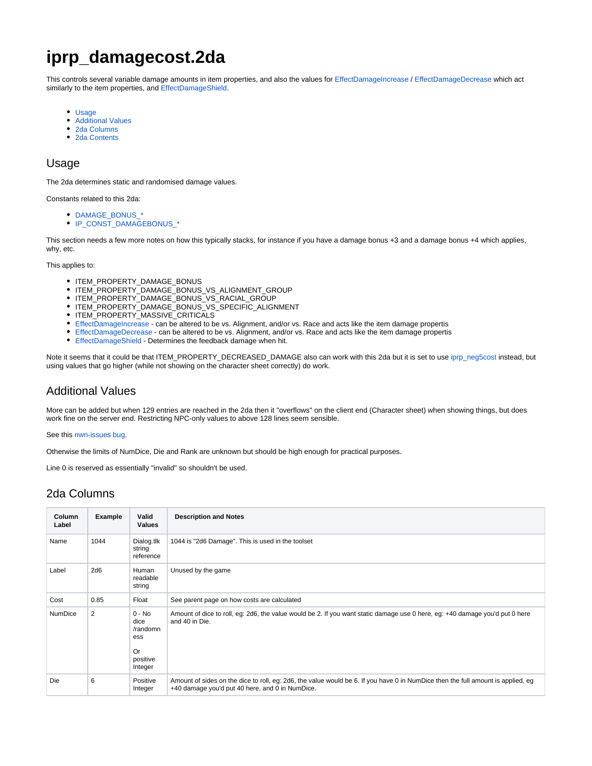# iprp_damagecost.2da

This controls several variable damage amounts in item properties, and also the values for EffectDamageIncrease / EffectDamageDecrease which act similarly to the item properties, and EffectDamageShield.

- Usage
- Additional Values
- 2da Columns
- 2da Contents

## Usage

The 2da determines static and randomised damage values.

Constants related to this 2da:

- DAMAGE_BONUS_*
- IP_CONST_DAMAGEBONUS_*

This section needs a few more notes on how this typically stacks, for instance if you have a damage bonus +3 and a damage bonus +4 which applies, why, etc.

This applies to:

- ITEM_PROPERTY_DAMAGE_BONUS
- ITEM_PROPERTY_DAMAGE_BONUS_VS_ALIGNMENT_GROUP
- ITEM_PROPERTY_DAMAGE_BONUS_VS_RACIAL_GROUP
- ITEM_PROPERTY_DAMAGE_BONUS_VS_SPECIFIC_ALIGNMENT
- ITEM_PROPERTY_MASSIVE_CRITICALS
- EffectDamageIncrease - can be altered to be vs. Alignment, and/or vs. Race and acts like the item damage propertis
- EffectDamageDecrease - can be altered to be vs. Alignment, and/or vs. Race and acts like the item damage propertis
- EffectDamageShield - Determines the feedback damage when hit.

Note it seems that it could be that ITEM_PROPERTY_DECREASED_DAMAGE also can work with this 2da but it is set to use iprp_neg5cost instead, but using values that go higher (while not showing on the character sheet correctly) do work.

## Additional Values

More can be added but when 129 entries are reached in the 2da then it "overflows" on the client end (Character sheet) when showing things, but does work fine on the server end. Restricting NPC-only values to above 128 lines seem sensible.

See this nwn-issues bug.

Otherwise the limits of NumDice, Die and Rank are unknown but should be high enough for practical purposes.

Line 0 is reserved as essentially "invalid" so shouldn't be used.

## 2da Columns

| Column Label | Example | Valid Values | Description and Notes |
|---|---|---|---|
| Name | 1044 | Dialog.tlk string reference | 1044 is "2d6 Damage". This is used in the toolset |
| Label | 2d6 | Human readable string | Unused by the game |
| Cost | 0.85 | Float | See parent page on how costs are calculated |
| NumDice | 2 | 0 - No dice /randomness<br><br>Or positive Integer | Amount of dice to roll, eg: 2d6, the value would be 2. If you want static damage use 0 here, eg: +40 damage you'd put 0 here and 40 in Die. |
| Die | 6 | Positive Integer | Amount of sides on the dice to roll, eg: 2d6, the value would be 6. If you have 0 in NumDice then the full amount is applied, eg +40 damage you'd put 40 here, and 0 in NumDice. |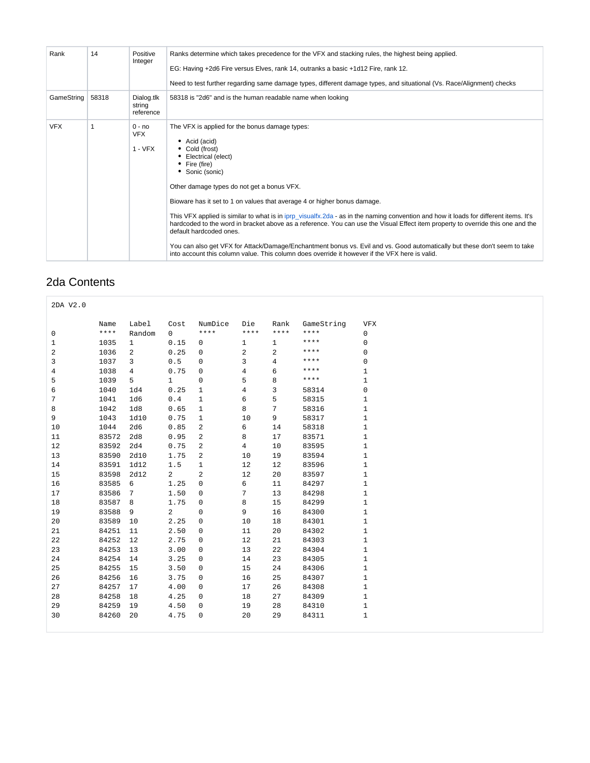| | | | |
|---|---|---|---|
| Rank | 14 | Positive Integer | Ranks determine which takes precedence for the VFX and stacking rules, the highest being applied.<br><br>EG: Having +2d6 Fire versus Elves, rank 14, outranks a basic +1d12 Fire, rank 12.<br><br>Need to test further regarding same damage types, different damage types, and situational (Vs. Race/Alignment) checks |
| GameString | 58318 | Dialog.tlk string reference | 58318 is "2d6" and is the human readable name when looking |
| VFX | 1 | 0 - no VFX<br><br>1 - VFX | The VFX is applied for the bonus damage types:<br><br>• Acid (acid)<br>• Cold (frost)<br>• Electrical (elect)<br>• Fire (fire)<br>• Sonic (sonic)<br><br>Other damage types do not get a bonus VFX.<br><br>Bioware has it set to 1 on values that average 4 or higher bonus damage.<br><br>This VFX applied is similar to what is in iprp_visualfx.2da - as in the naming convention and how it loads for different items. It's hardcoded to the word in bracket above as a reference. You can use the Visual Effect item property to override this one and the default hardcoded ones.<br><br>You can also get VFX for Attack/Damage/Enchantment bonus vs. Evil and vs. Good automatically but these don't seem to take into account this column value. This column does override it however if the VFX here is valid. |

## 2da Contents

```
2DA V2.0

        Name   Label   Cost   NumDice   Die   Rank   GameString   VFX
0       ****   Random  0      ****      ****  ****   ****         0
1       1035   1       0.15   0         1     1      ****         0
2       1036   2       0.25   0         2     2      ****         0
3       1037   3       0.5    0         3     4      ****         0
4       1038   4       0.75   0         4     6      ****         1
5       1039   5       1      0         5     8      ****         1
6       1040   1d4     0.25   1         4     3      58314        0
7       1041   1d6     0.4    1         6     5      58315        1
8       1042   1d8     0.65   1         8     7      58316        1
9       1043   1d10    0.75   1         10    9      58317        1
10      1044   2d6     0.85   2         6     14     58318        1
11      83572  2d8     0.95   2         8     17     83571        1
12      83592  2d4     0.75   2         4     10     83595        1
13      83590  2d10    1.75   2         10    19     83594        1
14      83591  1d12    1.5    1         12    12     83596        1
15      83598  2d12    2      2         12    20     83597        1
16      83585  6       1.25   0         6     11     84297        1
17      83586  7       1.50   0         7     13     84298        1
18      83587  8       1.75   0         8     15     84299        1
19      83588  9       2      0         9     16     84300        1
20      83589  10      2.25   0         10    18     84301        1
21      84251  11      2.50   0         11    20     84302        1
22      84252  12      2.75   0         12    21     84303        1
23      84253  13      3.00   0         13    22     84304        1
24      84254  14      3.25   0         14    23     84305        1
25      84255  15      3.50   0         15    24     84306        1
26      84256  16      3.75   0         16    25     84307        1
27      84257  17      4.00   0         17    26     84308        1
28      84258  18      4.25   0         18    27     84309        1
29      84259  19      4.50   0         19    28     84310        1
30      84260  20      4.75   0         20    29     84311        1
```